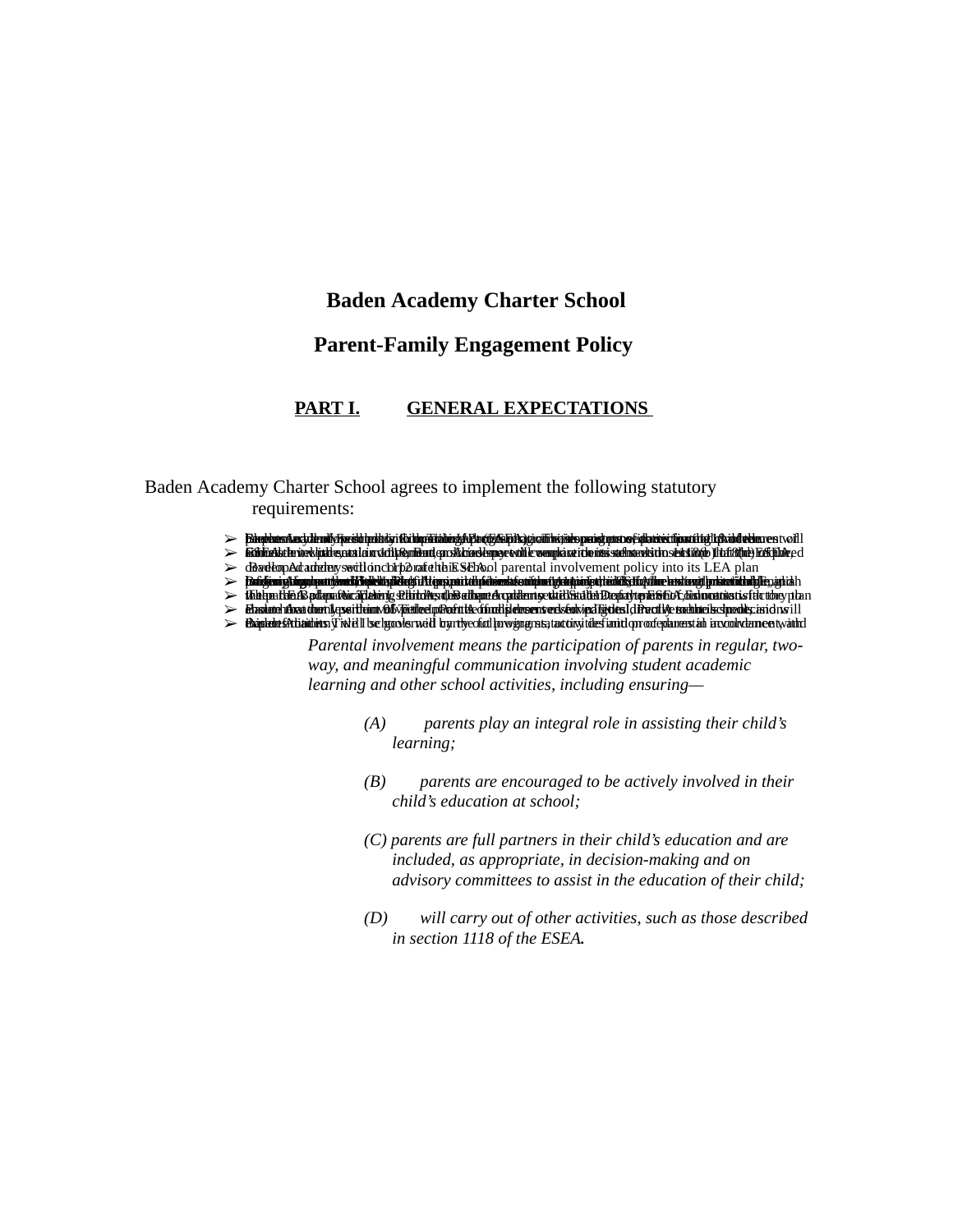# Baden Academy Charter School

# Parent-Family Engagement Policy

## PART I. GENERAL EXPECTATIONS

Baden Academy Charter School agrees to implement the following statutory requirements:

- Baden Academy will ... parents ... policy ... Title I, Part A ... section 1118(b) of the ESEA ...
- ... consistent with section 1118 ... of the ESEA ...
- Baden Academy will incorporate this school parental involvement policy into its LEA plan developed under section 1112 of the ESEA.
- ... parents ... children ... as applicable ...
- ... Title I, Part A ... the ESEA ...
- ... Baden Academy ... Title I, Part A ... schools ...
- ... definition ... will be governed by the following statutory definition ...

*Parental involvement means the participation of parents in regular, two-way, and meaningful communication involving student academic learning and other school activities, including ensuring—*

*(A) parents play an integral role in assisting their child's learning;*

*(B) parents are encouraged to be actively involved in their child's education at school;*

*(C) parents are full partners in their child's education and are included, as appropriate, in decision-making and on advisory committees to assist in the education of their child;*

*(D) will carry out of other activities, such as those described in section 1118 of the ESEA.*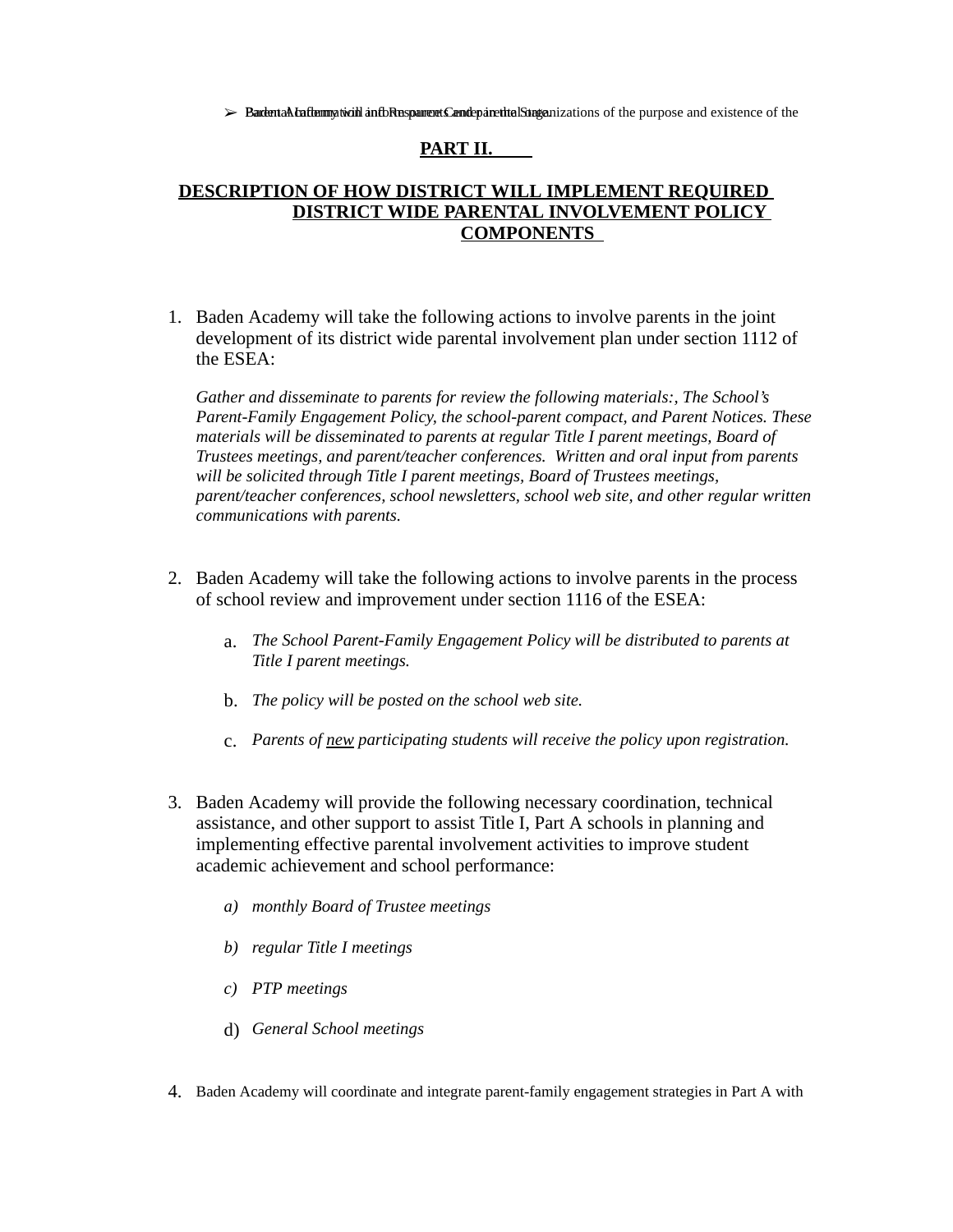- Baden Academy will inform parents and parental organizations of the purpose and existence of the Parent Information and Resource Center in the State.

## PART II.

## DESCRIPTION OF HOW DISTRICT WILL IMPLEMENT REQUIRED DISTRICT WIDE PARENTAL INVOLVEMENT POLICY COMPONENTS

1. Baden Academy will take the following actions to involve parents in the joint development of its district wide parental involvement plan under section 1112 of the ESEA:

   *Gather and disseminate to parents for review the following materials:, The School's Parent-Family Engagement Policy, the school-parent compact, and Parent Notices. These materials will be disseminated to parents at regular Title I parent meetings, Board of Trustees meetings, and parent/teacher conferences. Written and oral input from parents will be solicited through Title I parent meetings, Board of Trustees meetings, parent/teacher conferences, school newsletters, school web site, and other regular written communications with parents.*

2. Baden Academy will take the following actions to involve parents in the process of school review and improvement under section 1116 of the ESEA:

   a. *The School Parent-Family Engagement Policy will be distributed to parents at Title I parent meetings.*

   b. *The policy will be posted on the school web site.*

   c. *Parents of <u>new</u> participating students will receive the policy upon registration.*

3. Baden Academy will provide the following necessary coordination, technical assistance, and other support to assist Title I, Part A schools in planning and implementing effective parental involvement activities to improve student academic achievement and school performance:

   a) *monthly Board of Trustee meetings*

   b) *regular Title I meetings*

   c) *PTP meetings*

   d) *General School meetings*

4. Baden Academy will coordinate and integrate parent-family engagement strategies in Part A with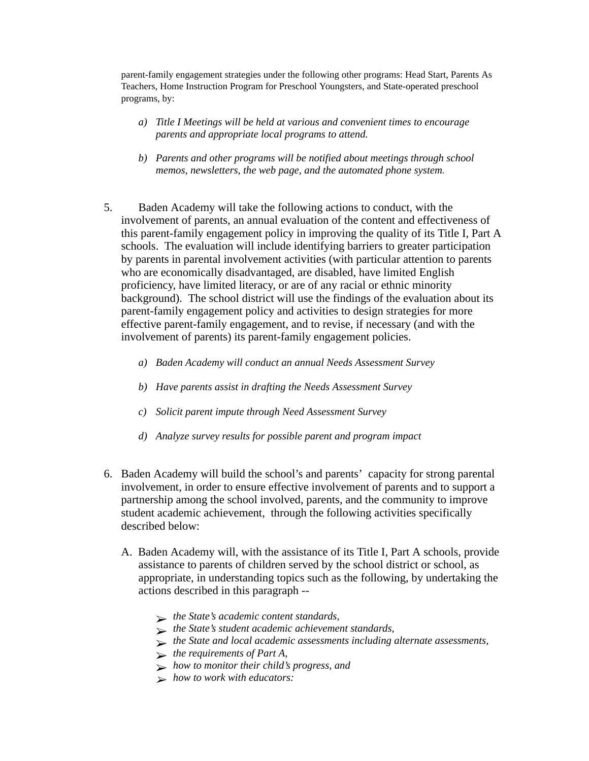parent-family engagement strategies under the following other programs: Head Start, Parents As Teachers, Home Instruction Program for Preschool Youngsters, and State-operated preschool programs, by:

a) *Title I Meetings will be held at various and convenient times to encourage parents and appropriate local programs to attend.*

b) *Parents and other programs will be notified about meetings through school memos, newsletters, the web page, and the automated phone system.*

5. Baden Academy will take the following actions to conduct, with the involvement of parents, an annual evaluation of the content and effectiveness of this parent-family engagement policy in improving the quality of its Title I, Part A schools. The evaluation will include identifying barriers to greater participation by parents in parental involvement activities (with particular attention to parents who are economically disadvantaged, are disabled, have limited English proficiency, have limited literacy, or are of any racial or ethnic minority background). The school district will use the findings of the evaluation about its parent-family engagement policy and activities to design strategies for more effective parent-family engagement, and to revise, if necessary (and with the involvement of parents) its parent-family engagement policies.

   a) *Baden Academy will conduct an annual Needs Assessment Survey*

   b) *Have parents assist in drafting the Needs Assessment Survey*

   c) *Solicit parent impute through Need Assessment Survey*

   d) *Analyze survey results for possible parent and program impact*

6. Baden Academy will build the school's and parents' capacity for strong parental involvement, in order to ensure effective involvement of parents and to support a partnership among the school involved, parents, and the community to improve student academic achievement, through the following activities specifically described below:

   A. Baden Academy will, with the assistance of its Title I, Part A schools, provide assistance to parents of children served by the school district or school, as appropriate, in understanding topics such as the following, by undertaking the actions described in this paragraph --

      - *the State's academic content standards,*
      - *the State's student academic achievement standards,*
      - *the State and local academic assessments including alternate assessments,*
      - *the requirements of Part A,*
      - *how to monitor their child's progress, and*
      - *how to work with educators:*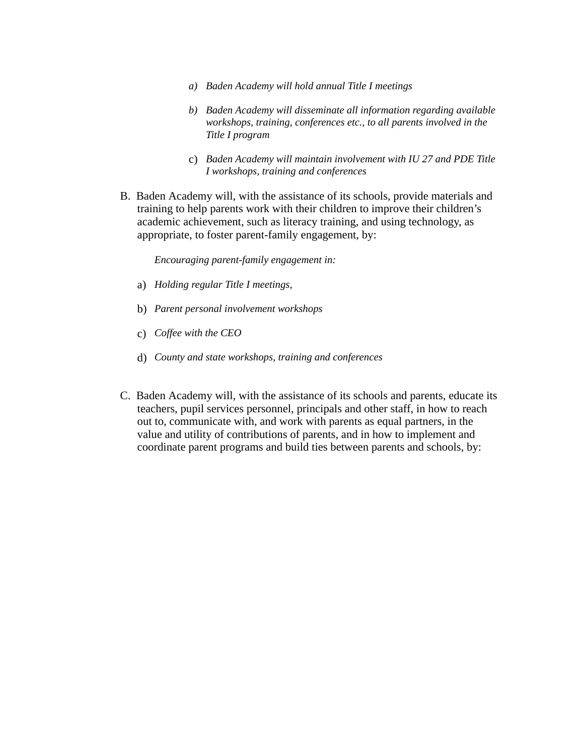a) *Baden Academy will hold annual Title I meetings*

b) *Baden Academy will disseminate all information regarding available workshops, training, conferences etc., to all parents involved in the Title I program*

c) *Baden Academy will maintain involvement with IU 27 and PDE Title I workshops, training and conferences*

B. Baden Academy will, with the assistance of its schools, provide materials and training to help parents work with their children to improve their children's academic achievement, such as literacy training, and using technology, as appropriate, to foster parent-family engagement, by:

*Encouraging parent-family engagement in:*

a) *Holding regular Title I meetings,*

b) *Parent personal involvement workshops*

c) *Coffee with the CEO*

d) *County and state workshops, training and conferences*

C. Baden Academy will, with the assistance of its schools and parents, educate its teachers, pupil services personnel, principals and other staff, in how to reach out to, communicate with, and work with parents as equal partners, in the value and utility of contributions of parents, and in how to implement and coordinate parent programs and build ties between parents and schools, by: